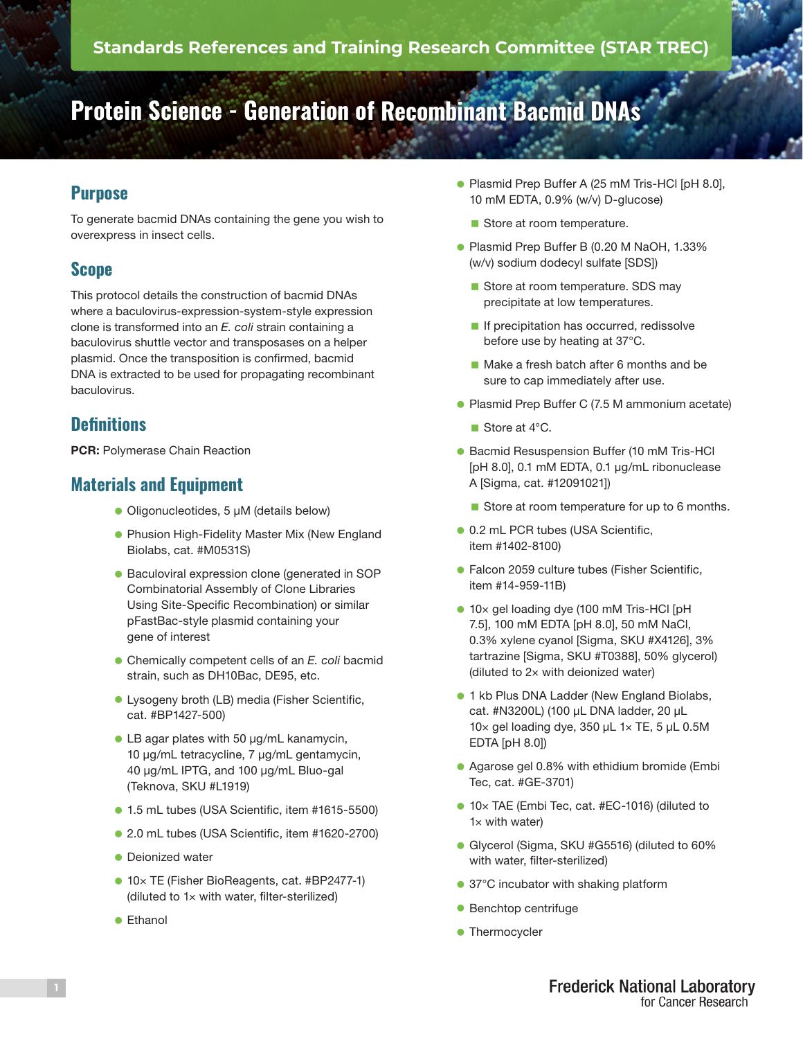Standards References and Training Research Committee (STAR TREC)

# Protein Science - Generation of Recombinant Bacmid DNAs

## Purpose

To generate bacmid DNAs containing the gene you wish to overexpress in insect cells.

## Scope

This protocol details the construction of bacmid DNAs where a baculovirus-expression-system-style expression clone is transformed into an *E. coli* strain containing a baculovirus shuttle vector and transposases on a helper plasmid. Once the transposition is confirmed, bacmid DNA is extracted to be used for propagating recombinant baculovirus.

## Definitions

**PCR:** Polymerase Chain Reaction

## Materials and Equipment

- Oligonucleotides, 5 µM (details below)
- Phusion High-Fidelity Master Mix (New England Biolabs, cat. #M0531S)
- Baculoviral expression clone (generated in SOP Combinatorial Assembly of Clone Libraries Using Site-Specific Recombination) or similar pFastBac-style plasmid containing your gene of interest
- Chemically competent cells of an *E. coli* bacmid strain, such as DH10Bac, DE95, etc.
- Lysogeny broth (LB) media (Fisher Scientific, cat. #BP1427-500)
- LB agar plates with 50 µg/mL kanamycin, 10 µg/mL tetracycline, 7 µg/mL gentamycin, 40 µg/mL IPTG, and 100 µg/mL Bluo-gal (Teknova, SKU #L1919)
- 1.5 mL tubes (USA Scientific, item #1615-5500)
- 2.0 mL tubes (USA Scientific, item #1620-2700)
- Deionized water
- 10× TE (Fisher BioReagents, cat. #BP2477-1) (diluted to 1× with water, filter-sterilized)
- Ethanol
- Plasmid Prep Buffer A (25 mM Tris-HCl [pH 8.0], 10 mM EDTA, 0.9% (w/v) D-glucose)
  - Store at room temperature.
- Plasmid Prep Buffer B (0.20 M NaOH, 1.33% (w/v) sodium dodecyl sulfate [SDS])
  - Store at room temperature. SDS may precipitate at low temperatures.
  - If precipitation has occurred, redissolve before use by heating at 37°C.
  - Make a fresh batch after 6 months and be sure to cap immediately after use.
- Plasmid Prep Buffer C (7.5 M ammonium acetate)
  - Store at 4°C.
- Bacmid Resuspension Buffer (10 mM Tris-HCl [pH 8.0], 0.1 mM EDTA, 0.1 µg/mL ribonuclease A [Sigma, cat. #12091021])
  - Store at room temperature for up to 6 months.
- 0.2 mL PCR tubes (USA Scientific, item #1402-8100)
- Falcon 2059 culture tubes (Fisher Scientific, item #14-959-11B)
- 10× gel loading dye (100 mM Tris-HCl [pH 7.5], 100 mM EDTA [pH 8.0], 50 mM NaCl, 0.3% xylene cyanol [Sigma, SKU #X4126], 3% tartrazine [Sigma, SKU #T0388], 50% glycerol) (diluted to 2× with deionized water)
- 1 kb Plus DNA Ladder (New England Biolabs, cat. #N3200L) (100 µL DNA ladder, 20 µL 10× gel loading dye, 350 µL 1× TE, 5 µL 0.5M EDTA [pH 8.0])
- Agarose gel 0.8% with ethidium bromide (Embi Tec, cat. #GE-3701)
- 10× TAE (Embi Tec, cat. #EC-1016) (diluted to 1× with water)
- Glycerol (Sigma, SKU #G5516) (diluted to 60% with water, filter-sterilized)
- 37°C incubator with shaking platform
- Benchtop centrifuge
- Thermocycler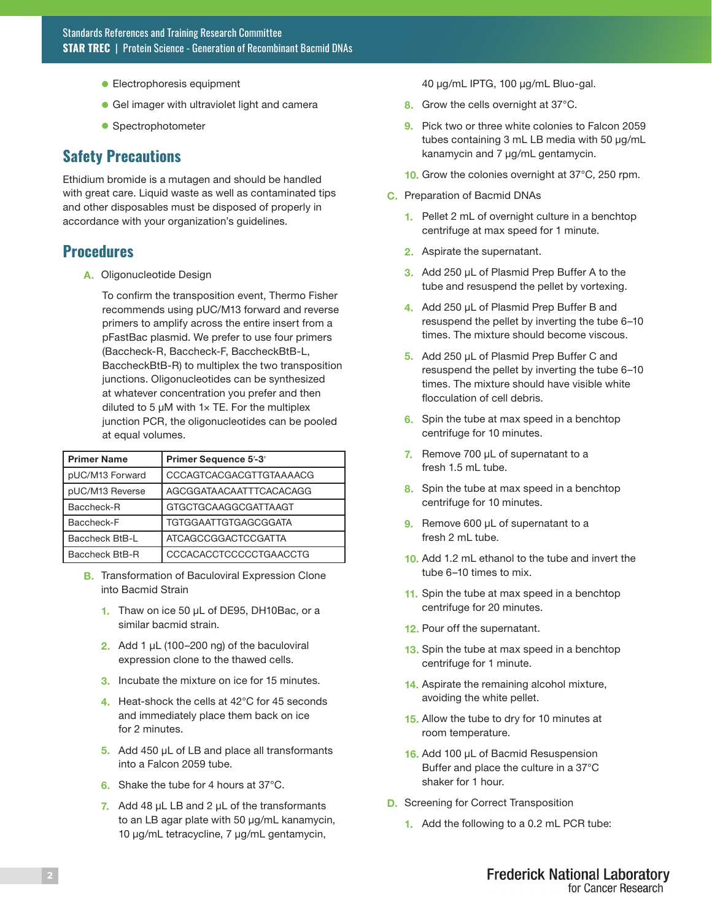- Electrophoresis equipment
- Gel imager with ultraviolet light and camera
- Spectrophotometer

## Safety Precautions

Ethidium bromide is a mutagen and should be handled with great care. Liquid waste as well as contaminated tips and other disposables must be disposed of properly in accordance with your organization's guidelines.

## Procedures

**A.** Oligonucleotide Design

To confirm the transposition event, Thermo Fisher recommends using pUC/M13 forward and reverse primers to amplify across the entire insert from a pFastBac plasmid. We prefer to use four primers (Baccheck-R, Baccheck-F, BaccheckBtB-L, BaccheckBtB-R) to multiplex the two transposition junctions. Oligonucleotides can be synthesized at whatever concentration you prefer and then diluted to 5 µM with 1× TE. For the multiplex junction PCR, the oligonucleotides can be pooled at equal volumes.

| Primer Name | Primer Sequence 5′-3′ |
|---|---|
| pUC/M13 Forward | CCCAGTCACGACGTTGTAAAACG |
| pUC/M13 Reverse | AGCGGATAACAATTTCACACAGG |
| Baccheck-R | GTGCTGCAAGGCGATTAAGT |
| Baccheck-F | TGTGGAATTGTGAGCGGATA |
| Baccheck BtB-L | ATCAGCCGGACTCCGATTA |
| Baccheck BtB-R | CCCACACCTCCCCCTGAACCTG |

**B.** Transformation of Baculoviral Expression Clone into Bacmid Strain

1. Thaw on ice 50 µL of DE95, DH10Bac, or a similar bacmid strain.
2. Add 1 µL (100–200 ng) of the baculoviral expression clone to the thawed cells.
3. Incubate the mixture on ice for 15 minutes.
4. Heat-shock the cells at 42°C for 45 seconds and immediately place them back on ice for 2 minutes.
5. Add 450 µL of LB and place all transformants into a Falcon 2059 tube.
6. Shake the tube for 4 hours at 37°C.
7. Add 48 µL LB and 2 µL of the transformants to an LB agar plate with 50 µg/mL kanamycin, 10 µg/mL tetracycline, 7 µg/mL gentamycin, 40 µg/mL IPTG, 100 µg/mL Bluo-gal.
8. Grow the cells overnight at 37°C.
9. Pick two or three white colonies to Falcon 2059 tubes containing 3 mL LB media with 50 µg/mL kanamycin and 7 µg/mL gentamycin.
10. Grow the colonies overnight at 37°C, 250 rpm.

**C.** Preparation of Bacmid DNAs

1. Pellet 2 mL of overnight culture in a benchtop centrifuge at max speed for 1 minute.
2. Aspirate the supernatant.
3. Add 250 µL of Plasmid Prep Buffer A to the tube and resuspend the pellet by vortexing.
4. Add 250 µL of Plasmid Prep Buffer B and resuspend the pellet by inverting the tube 6–10 times. The mixture should become viscous.
5. Add 250 µL of Plasmid Prep Buffer C and resuspend the pellet by inverting the tube 6–10 times. The mixture should have visible white flocculation of cell debris.
6. Spin the tube at max speed in a benchtop centrifuge for 10 minutes.
7. Remove 700 µL of supernatant to a fresh 1.5 mL tube.
8. Spin the tube at max speed in a benchtop centrifuge for 10 minutes.
9. Remove 600 µL of supernatant to a fresh 2 mL tube.
10. Add 1.2 mL ethanol to the tube and invert the tube 6–10 times to mix.
11. Spin the tube at max speed in a benchtop centrifuge for 20 minutes.
12. Pour off the supernatant.
13. Spin the tube at max speed in a benchtop centrifuge for 1 minute.
14. Aspirate the remaining alcohol mixture, avoiding the white pellet.
15. Allow the tube to dry for 10 minutes at room temperature.
16. Add 100 µL of Bacmid Resuspension Buffer and place the culture in a 37°C shaker for 1 hour.

**D.** Screening for Correct Transposition

1. Add the following to a 0.2 mL PCR tube: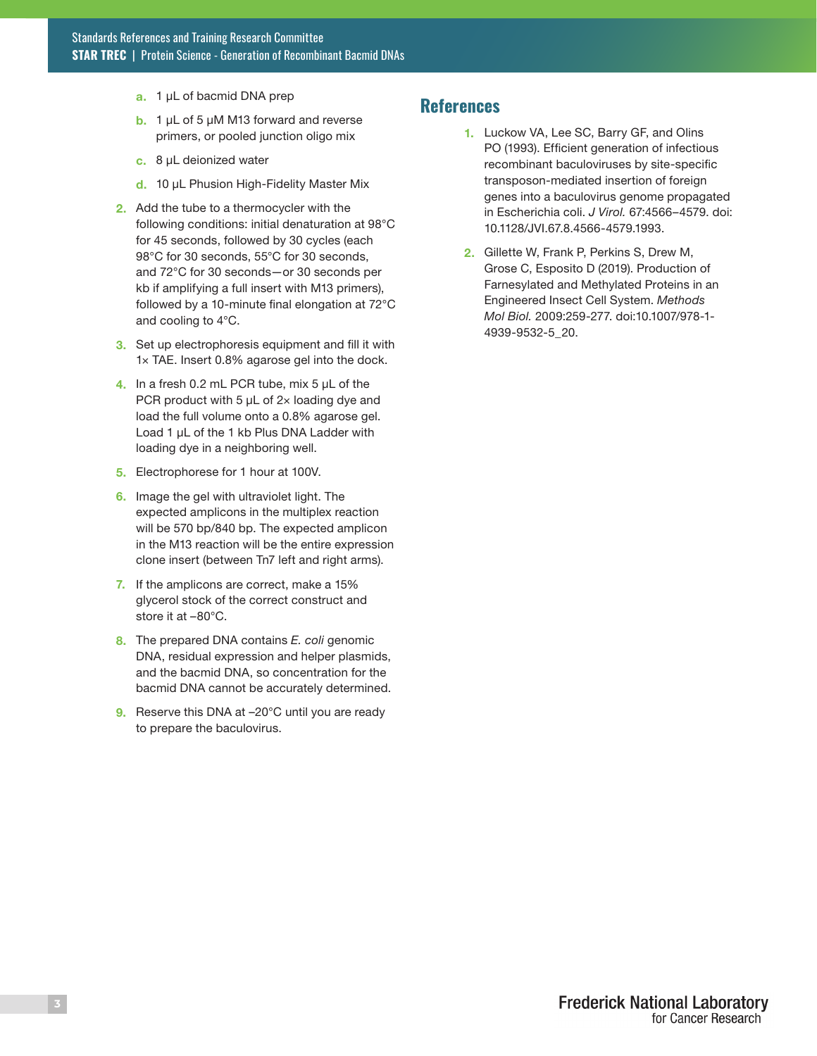a. 1 µL of bacmid DNA prep

b. 1 µL of 5 µM M13 forward and reverse primers, or pooled junction oligo mix

c. 8 µL deionized water

d. 10 µL Phusion High-Fidelity Master Mix

2. Add the tube to a thermocycler with the following conditions: initial denaturation at 98°C for 45 seconds, followed by 30 cycles (each 98°C for 30 seconds, 55°C for 30 seconds, and 72°C for 30 seconds—or 30 seconds per kb if amplifying a full insert with M13 primers), followed by a 10-minute final elongation at 72°C and cooling to 4°C.

3. Set up electrophoresis equipment and fill it with 1× TAE. Insert 0.8% agarose gel into the dock.

4. In a fresh 0.2 mL PCR tube, mix 5 µL of the PCR product with 5 µL of 2× loading dye and load the full volume onto a 0.8% agarose gel. Load 1 µL of the 1 kb Plus DNA Ladder with loading dye in a neighboring well.

5. Electrophorese for 1 hour at 100V.

6. Image the gel with ultraviolet light. The expected amplicons in the multiplex reaction will be 570 bp/840 bp. The expected amplicon in the M13 reaction will be the entire expression clone insert (between Tn7 left and right arms).

7. If the amplicons are correct, make a 15% glycerol stock of the correct construct and store it at –80°C.

8. The prepared DNA contains *E. coli* genomic DNA, residual expression and helper plasmids, and the bacmid DNA, so concentration for the bacmid DNA cannot be accurately determined.

9. Reserve this DNA at –20°C until you are ready to prepare the baculovirus.

## References

1. Luckow VA, Lee SC, Barry GF, and Olins PO (1993). Efficient generation of infectious recombinant baculoviruses by site-specific transposon-mediated insertion of foreign genes into a baculovirus genome propagated in Escherichia coli. *J Virol.* 67:4566–4579. doi: 10.1128/JVI.67.8.4566-4579.1993.

2. Gillette W, Frank P, Perkins S, Drew M, Grose C, Esposito D (2019). Production of Farnesylated and Methylated Proteins in an Engineered Insect Cell System. *Methods Mol Biol.* 2009:259-277. doi:10.1007/978-1-4939-9532-5_20.